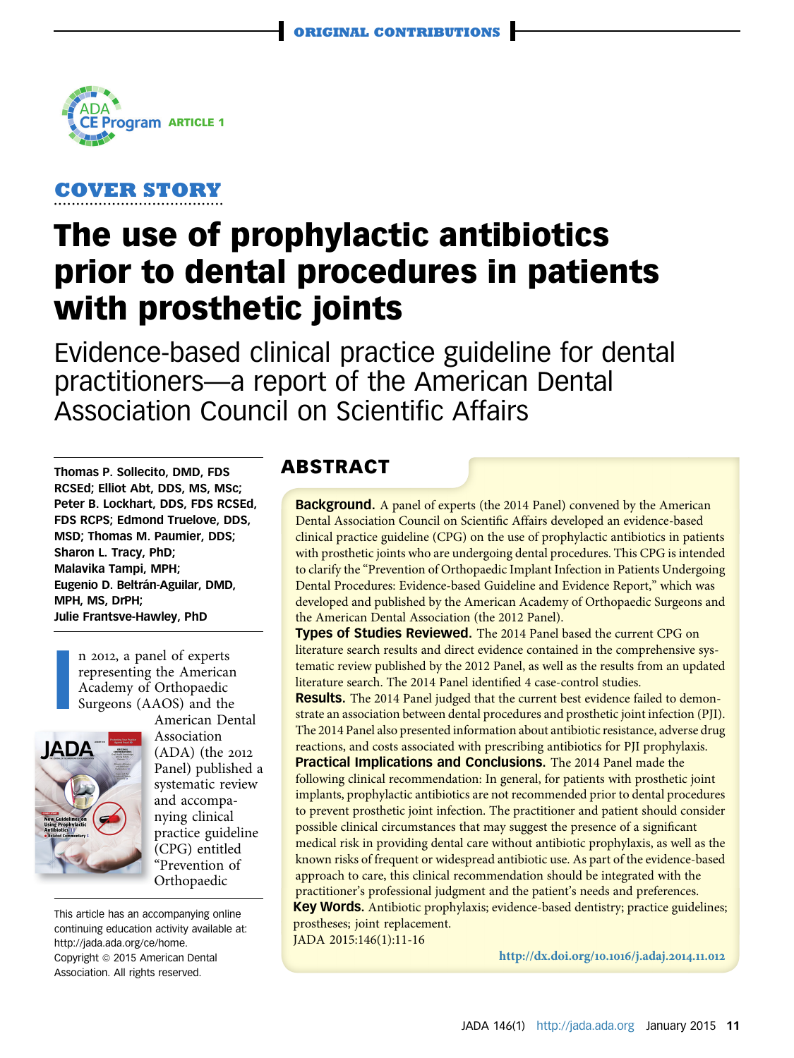ORIGINAL CONTRIBUTIONS

ADA CE Program ARTICLE 1

COVER STORY

# The use of prophylactic antibiotics prior to dental procedures in patients with prosthetic joints

## Evidence-based clinical practice guideline for dental practitioners—a report of the American Dental Association Council on Scientific Affairs

**Thomas P. Sollecito, DMD, FDS RCSEd; Elliot Abt, DDS, MS, MSc; Peter B. Lockhart, DDS, FDS RCSEd, FDS RCPS; Edmond Truelove, DDS, MSD; Thomas M. Paumier, DDS; Sharon L. Tracy, PhD; Malavika Tampi, MPH; Eugenio D. Beltrán-Aguilar, DMD, MPH, MS, DrPH; Julie Frantsve-Hawley, PhD**

## ABSTRACT

**Background.** A panel of experts (the 2014 Panel) convened by the American Dental Association Council on Scientific Affairs developed an evidence-based clinical practice guideline (CPG) on the use of prophylactic antibiotics in patients with prosthetic joints who are undergoing dental procedures. This CPG is intended to clarify the "Prevention of Orthopaedic Implant Infection in Patients Undergoing Dental Procedures: Evidence-based Guideline and Evidence Report," which was developed and published by the American Academy of Orthopaedic Surgeons and the American Dental Association (the 2012 Panel).

**Types of Studies Reviewed.** The 2014 Panel based the current CPG on literature search results and direct evidence contained in the comprehensive systematic review published by the 2012 Panel, as well as the results from an updated literature search. The 2014 Panel identified 4 case-control studies.

**Results.** The 2014 Panel judged that the current best evidence failed to demonstrate an association between dental procedures and prosthetic joint infection (PJI). The 2014 Panel also presented information about antibiotic resistance, adverse drug reactions, and costs associated with prescribing antibiotics for PJI prophylaxis.

**Practical Implications and Conclusions.** The 2014 Panel made the following clinical recommendation: In general, for patients with prosthetic joint implants, prophylactic antibiotics are not recommended prior to dental procedures to prevent prosthetic joint infection. The practitioner and patient should consider possible clinical circumstances that may suggest the presence of a significant medical risk in providing dental care without antibiotic prophylaxis, as well as the known risks of frequent or widespread antibiotic use. As part of the evidence-based approach to care, this clinical recommendation should be integrated with the practitioner's professional judgment and the patient's needs and preferences.

**Key Words.** Antibiotic prophylaxis; evidence-based dentistry; practice guidelines; prostheses; joint replacement.

JADA 2015:146(1):11-16

http://dx.doi.org/10.1016/j.adaj.2014.11.012

In 2012, a panel of experts representing the American Academy of Orthopaedic Surgeons (AAOS) and the American Dental Association (ADA) (the 2012 Panel) published a systematic review and accompanying clinical practice guideline (CPG) entitled "Prevention of Orthopaedic

This article has an accompanying online continuing education activity available at: http://jada.ada.org/ce/home.

Copyright © 2015 American Dental Association. All rights reserved.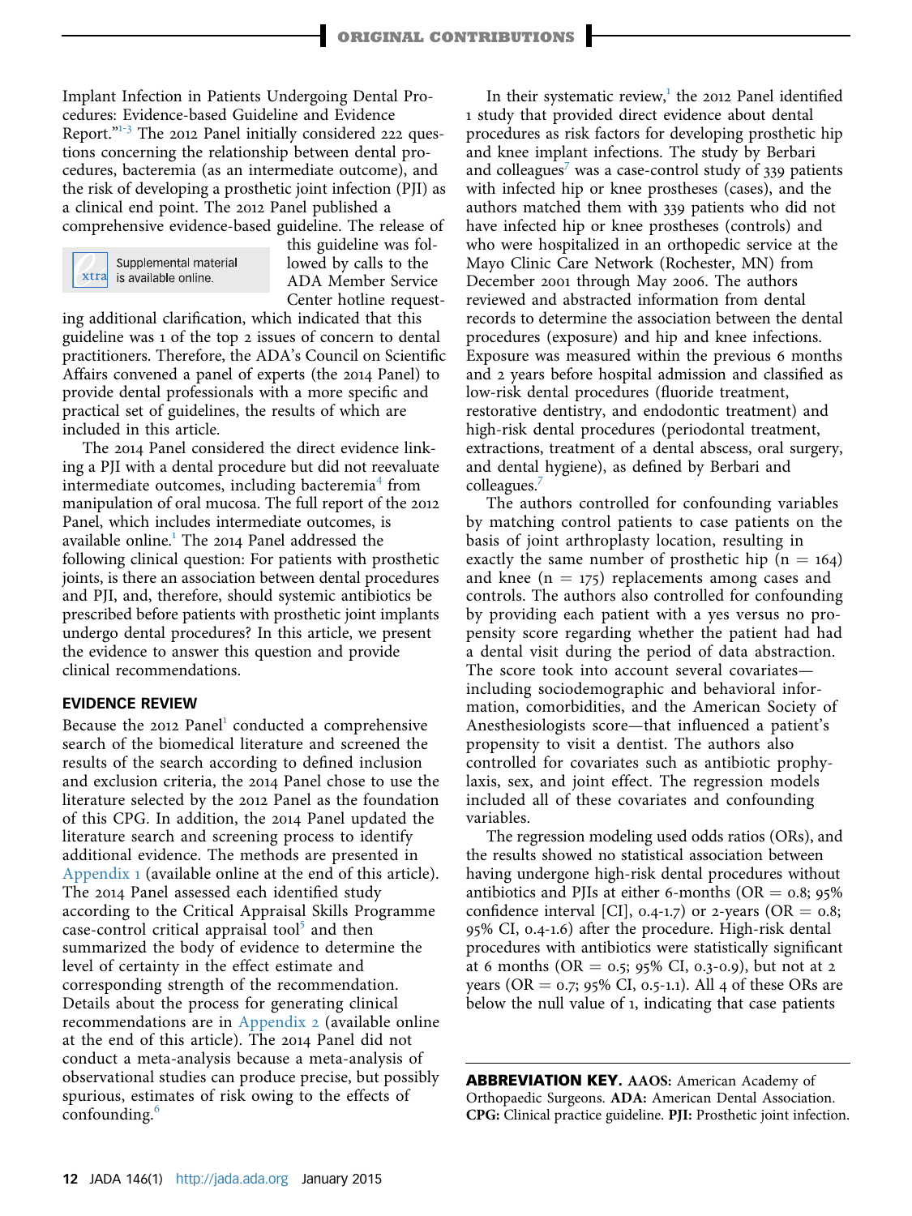Implant Infection in Patients Undergoing Dental Procedures: Evidence-based Guideline and Evidence Report."[1-3] The 2012 Panel initially considered 222 questions concerning the relationship between dental procedures, bacteremia (as an intermediate outcome), and the risk of developing a prosthetic joint infection (PJI) as a clinical end point. The 2012 Panel published a comprehensive evidence-based guideline. The release of this guideline was followed by calls to the ADA Member Service Center hotline requesting additional clarification, which indicated that this guideline was 1 of the top 2 issues of concern to dental practitioners. Therefore, the ADA's Council on Scientific Affairs convened a panel of experts (the 2014 Panel) to provide dental professionals with a more specific and practical set of guidelines, the results of which are included in this article.

Supplemental material is available online.

The 2014 Panel considered the direct evidence linking a PJI with a dental procedure but did not reevaluate intermediate outcomes, including bacteremia[4] from manipulation of oral mucosa. The full report of the 2012 Panel, which includes intermediate outcomes, is available online.[1] The 2014 Panel addressed the following clinical question: For patients with prosthetic joints, is there an association between dental procedures and PJI, and, therefore, should systemic antibiotics be prescribed before patients with prosthetic joint implants undergo dental procedures? In this article, we present the evidence to answer this question and provide clinical recommendations.

## EVIDENCE REVIEW

Because the 2012 Panel[1] conducted a comprehensive search of the biomedical literature and screened the results of the search according to defined inclusion and exclusion criteria, the 2014 Panel chose to use the literature selected by the 2012 Panel as the foundation of this CPG. In addition, the 2014 Panel updated the literature search and screening process to identify additional evidence. The methods are presented in Appendix 1 (available online at the end of this article). The 2014 Panel assessed each identified study according to the Critical Appraisal Skills Programme case-control critical appraisal tool[5] and then summarized the body of evidence to determine the level of certainty in the effect estimate and corresponding strength of the recommendation. Details about the process for generating clinical recommendations are in Appendix 2 (available online at the end of this article). The 2014 Panel did not conduct a meta-analysis because a meta-analysis of observational studies can produce precise, but possibly spurious, estimates of risk owing to the effects of confounding.[6]

In their systematic review,[1] the 2012 Panel identified 1 study that provided direct evidence about dental procedures as risk factors for developing prosthetic hip and knee implant infections. The study by Berbari and colleagues[7] was a case-control study of 339 patients with infected hip or knee prostheses (cases), and the authors matched them with 339 patients who did not have infected hip or knee prostheses (controls) and who were hospitalized in an orthopedic service at the Mayo Clinic Care Network (Rochester, MN) from December 2001 through May 2006. The authors reviewed and abstracted information from dental records to determine the association between the dental procedures (exposure) and hip and knee infections. Exposure was measured within the previous 6 months and 2 years before hospital admission and classified as low-risk dental procedures (fluoride treatment, restorative dentistry, and endodontic treatment) and high-risk dental procedures (periodontal treatment, extractions, treatment of a dental abscess, oral surgery, and dental hygiene), as defined by Berbari and colleagues.[7]

The authors controlled for confounding variables by matching control patients to case patients on the basis of joint arthroplasty location, resulting in exactly the same number of prosthetic hip ($n = 164$) and knee ($n = 175$) replacements among cases and controls. The authors also controlled for confounding by providing each patient with a yes versus no propensity score regarding whether the patient had had a dental visit during the period of data abstraction. The score took into account several covariates—including sociodemographic and behavioral information, comorbidities, and the American Society of Anesthesiologists score—that influenced a patient's propensity to visit a dentist. The authors also controlled for covariates such as antibiotic prophylaxis, sex, and joint effect. The regression models included all of these covariates and confounding variables.

The regression modeling used odds ratios (ORs), and the results showed no statistical association between having undergone high-risk dental procedures without antibiotics and PJIs at either 6-months (OR = 0.8; 95% confidence interval [CI], 0.4-1.7) or 2-years (OR = 0.8; 95% CI, 0.4-1.6) after the procedure. High-risk dental procedures with antibiotics were statistically significant at 6 months (OR = 0.5; 95% CI, 0.3-0.9), but not at 2 years (OR = 0.7; 95% CI, 0.5-1.1). All 4 of these ORs are below the null value of 1, indicating that case patients

**ABBREVIATION KEY. AAOS:** American Academy of Orthopaedic Surgeons. **ADA:** American Dental Association. **CPG:** Clinical practice guideline. **PJI:** Prosthetic joint infection.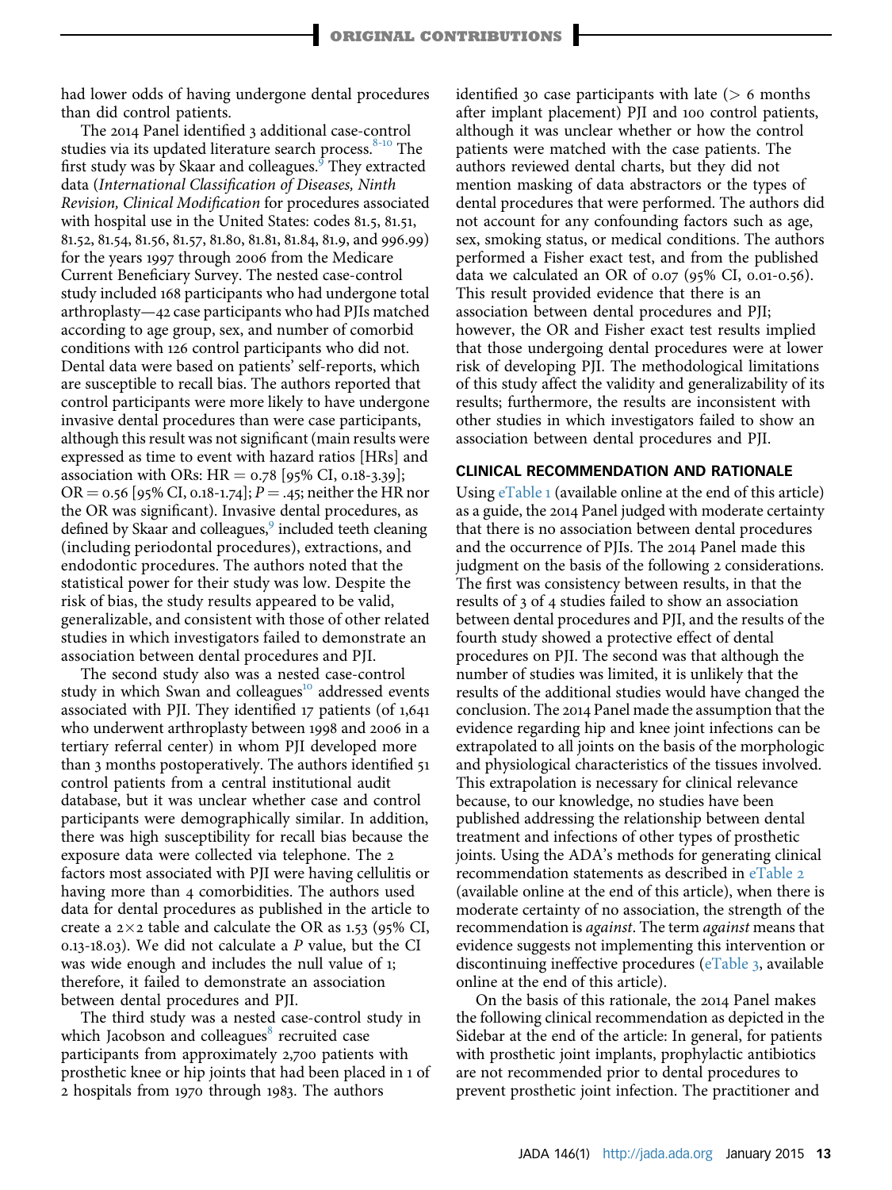had lower odds of having undergone dental procedures than did control patients.

The 2014 Panel identified 3 additional case-control studies via its updated literature search process.[8-10] The first study was by Skaar and colleagues.[9] They extracted data (*International Classification of Diseases, Ninth Revision, Clinical Modification* for procedures associated with hospital use in the United States: codes 81.5, 81.51, 81.52, 81.54, 81.56, 81.57, 81.80, 81.81, 81.84, 81.9, and 996.99) for the years 1997 through 2006 from the Medicare Current Beneficiary Survey. The nested case-control study included 168 participants who had undergone total arthroplasty—42 case participants who had PJIs matched according to age group, sex, and number of comorbid conditions with 126 control participants who did not. Dental data were based on patients' self-reports, which are susceptible to recall bias. The authors reported that control participants were more likely to have undergone invasive dental procedures than were case participants, although this result was not significant (main results were expressed as time to event with hazard ratios [HRs] and association with ORs: HR = 0.78 [95% CI, 0.18-3.39]; OR = 0.56 [95% CI, 0.18-1.74]; $P = .45$; neither the HR nor the OR was significant). Invasive dental procedures, as defined by Skaar and colleagues,[9] included teeth cleaning (including periodontal procedures), extractions, and endodontic procedures. The authors noted that the statistical power for their study was low. Despite the risk of bias, the study results appeared to be valid, generalizable, and consistent with those of other related studies in which investigators failed to demonstrate an association between dental procedures and PJI.

The second study also was a nested case-control study in which Swan and colleagues[10] addressed events associated with PJI. They identified 17 patients (of 1,641 who underwent arthroplasty between 1998 and 2006 in a tertiary referral center) in whom PJI developed more than 3 months postoperatively. The authors identified 51 control patients from a central institutional audit database, but it was unclear whether case and control participants were demographically similar. In addition, there was high susceptibility for recall bias because the exposure data were collected via telephone. The 2 factors most associated with PJI were having cellulitis or having more than 4 comorbidities. The authors used data for dental procedures as published in the article to create a 2×2 table and calculate the OR as 1.53 (95% CI, 0.13-18.03). We did not calculate a *P* value, but the CI was wide enough and includes the null value of 1; therefore, it failed to demonstrate an association between dental procedures and PJI.

The third study was a nested case-control study in which Jacobson and colleagues[8] recruited case participants from approximately 2,700 patients with prosthetic knee or hip joints that had been placed in 1 of 2 hospitals from 1970 through 1983. The authors identified 30 case participants with late (> 6 months after implant placement) PJI and 100 control patients, although it was unclear whether or how the control patients were matched with the case patients. The authors reviewed dental charts, but they did not mention masking of data abstractors or the types of dental procedures that were performed. The authors did not account for any confounding factors such as age, sex, smoking status, or medical conditions. The authors performed a Fisher exact test, and from the published data we calculated an OR of 0.07 (95% CI, 0.01-0.56). This result provided evidence that there is an association between dental procedures and PJI; however, the OR and Fisher exact test results implied that those undergoing dental procedures were at lower risk of developing PJI. The methodological limitations of this study affect the validity and generalizability of its results; furthermore, the results are inconsistent with other studies in which investigators failed to show an association between dental procedures and PJI.

## CLINICAL RECOMMENDATION AND RATIONALE

Using eTable 1 (available online at the end of this article) as a guide, the 2014 Panel judged with moderate certainty that there is no association between dental procedures and the occurrence of PJIs. The 2014 Panel made this judgment on the basis of the following 2 considerations. The first was consistency between results, in that the results of 3 of 4 studies failed to show an association between dental procedures and PJI, and the results of the fourth study showed a protective effect of dental procedures on PJI. The second was that although the number of studies was limited, it is unlikely that the results of the additional studies would have changed the conclusion. The 2014 Panel made the assumption that the evidence regarding hip and knee joint infections can be extrapolated to all joints on the basis of the morphologic and physiological characteristics of the tissues involved. This extrapolation is necessary for clinical relevance because, to our knowledge, no studies have been published addressing the relationship between dental treatment and infections of other types of prosthetic joints. Using the ADA's methods for generating clinical recommendation statements as described in eTable 2 (available online at the end of this article), when there is moderate certainty of no association, the strength of the recommendation is *against*. The term *against* means that evidence suggests not implementing this intervention or discontinuing ineffective procedures (eTable 3, available online at the end of this article).

On the basis of this rationale, the 2014 Panel makes the following clinical recommendation as depicted in the Sidebar at the end of the article: In general, for patients with prosthetic joint implants, prophylactic antibiotics are not recommended prior to dental procedures to prevent prosthetic joint infection. The practitioner and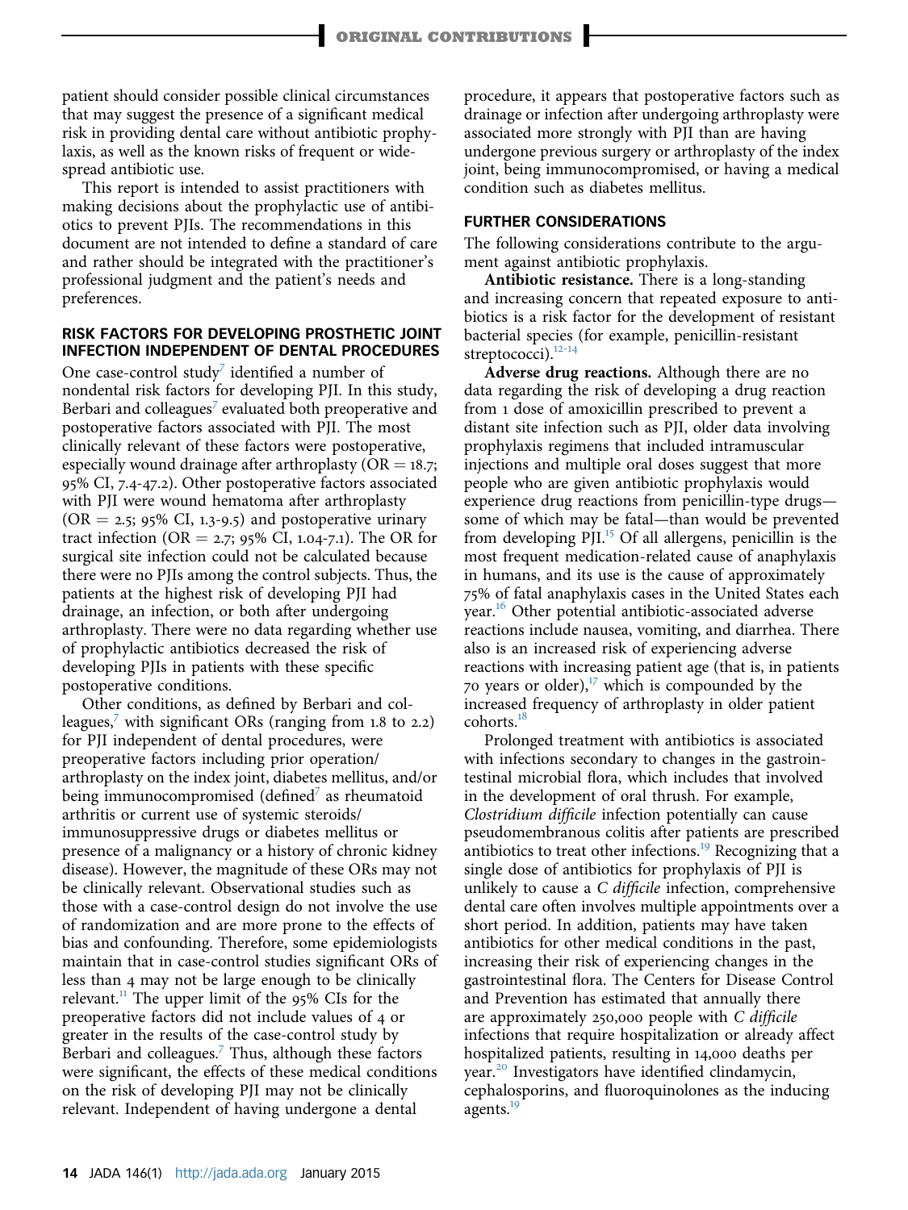patient should consider possible clinical circumstances that may suggest the presence of a significant medical risk in providing dental care without antibiotic prophylaxis, as well as the known risks of frequent or widespread antibiotic use.

This report is intended to assist practitioners with making decisions about the prophylactic use of antibiotics to prevent PJIs. The recommendations in this document are not intended to define a standard of care and rather should be integrated with the practitioner's professional judgment and the patient's needs and preferences.

## RISK FACTORS FOR DEVELOPING PROSTHETIC JOINT INFECTION INDEPENDENT OF DENTAL PROCEDURES

One case-control study[7] identified a number of nondental risk factors for developing PJI. In this study, Berbari and colleagues[7] evaluated both preoperative and postoperative factors associated with PJI. The most clinically relevant of these factors were postoperative, especially wound drainage after arthroplasty (OR = 18.7; 95% CI, 7.4-47.2). Other postoperative factors associated with PJI were wound hematoma after arthroplasty (OR = 2.5; 95% CI, 1.3-9.5) and postoperative urinary tract infection (OR = 2.7; 95% CI, 1.04-7.1). The OR for surgical site infection could not be calculated because there were no PJIs among the control subjects. Thus, the patients at the highest risk of developing PJI had drainage, an infection, or both after undergoing arthroplasty. There were no data regarding whether use of prophylactic antibiotics decreased the risk of developing PJIs in patients with these specific postoperative conditions.

Other conditions, as defined by Berbari and colleagues,[7] with significant ORs (ranging from 1.8 to 2.2) for PJI independent of dental procedures, were preoperative factors including prior operation/arthroplasty on the index joint, diabetes mellitus, and/or being immunocompromised (defined[7] as rheumatoid arthritis or current use of systemic steroids/immunosuppressive drugs or diabetes mellitus or presence of a malignancy or a history of chronic kidney disease). However, the magnitude of these ORs may not be clinically relevant. Observational studies such as those with a case-control design do not involve the use of randomization and are more prone to the effects of bias and confounding. Therefore, some epidemiologists maintain that in case-control studies significant ORs of less than 4 may not be large enough to be clinically relevant.[11] The upper limit of the 95% CIs for the preoperative factors did not include values of 4 or greater in the results of the case-control study by Berbari and colleagues.[7] Thus, although these factors were significant, the effects of these medical conditions on the risk of developing PJI may not be clinically relevant. Independent of having undergone a dental procedure, it appears that postoperative factors such as drainage or infection after undergoing arthroplasty were associated more strongly with PJI than are having undergone previous surgery or arthroplasty of the index joint, being immunocompromised, or having a medical condition such as diabetes mellitus.

## FURTHER CONSIDERATIONS

The following considerations contribute to the argument against antibiotic prophylaxis.

**Antibiotic resistance.** There is a long-standing and increasing concern that repeated exposure to antibiotics is a risk factor for the development of resistant bacterial species (for example, penicillin-resistant streptococci).[12-14]

**Adverse drug reactions.** Although there are no data regarding the risk of developing a drug reaction from 1 dose of amoxicillin prescribed to prevent a distant site infection such as PJI, older data involving prophylaxis regimens that included intramuscular injections and multiple oral doses suggest that more people who are given antibiotic prophylaxis would experience drug reactions from penicillin-type drugs—some of which may be fatal—than would be prevented from developing PJI.[15] Of all allergens, penicillin is the most frequent medication-related cause of anaphylaxis in humans, and its use is the cause of approximately 75% of fatal anaphylaxis cases in the United States each year.[16] Other potential antibiotic-associated adverse reactions include nausea, vomiting, and diarrhea. There also is an increased risk of experiencing adverse reactions with increasing patient age (that is, in patients 70 years or older),[17] which is compounded by the increased frequency of arthroplasty in older patient cohorts.[18]

Prolonged treatment with antibiotics is associated with infections secondary to changes in the gastrointestinal microbial flora, which includes that involved in the development of oral thrush. For example, *Clostridium difficile* infection potentially can cause pseudomembranous colitis after patients are prescribed antibiotics to treat other infections.[19] Recognizing that a single dose of antibiotics for prophylaxis of PJI is unlikely to cause a *C difficile* infection, comprehensive dental care often involves multiple appointments over a short period. In addition, patients may have taken antibiotics for other medical conditions in the past, increasing their risk of experiencing changes in the gastrointestinal flora. The Centers for Disease Control and Prevention has estimated that annually there are approximately 250,000 people with *C difficile* infections that require hospitalization or already affect hospitalized patients, resulting in 14,000 deaths per year.[20] Investigators have identified clindamycin, cephalosporins, and fluoroquinolones as the inducing agents.[19]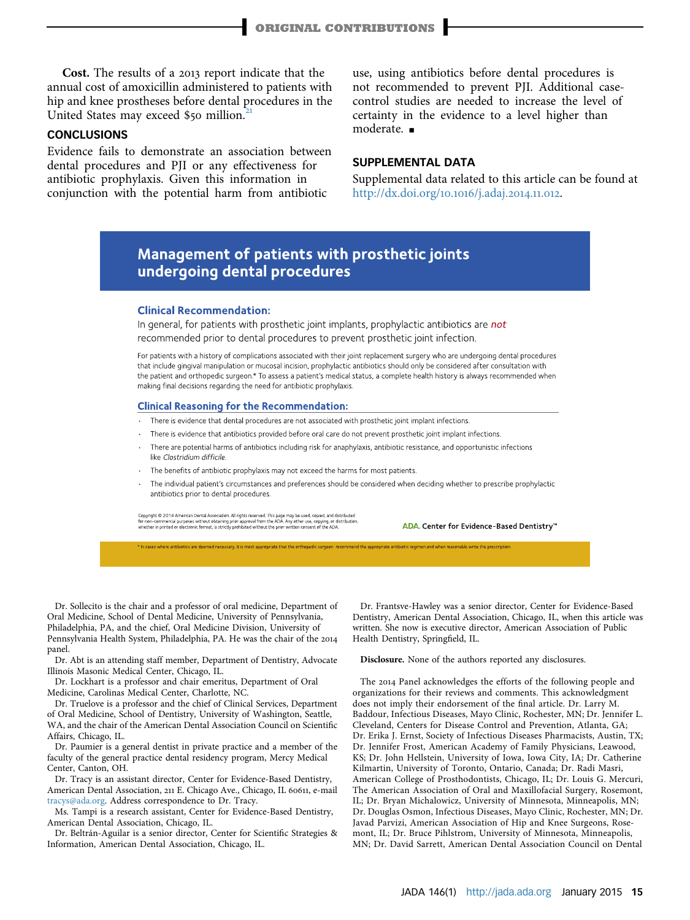**Cost.** The results of a 2013 report indicate that the annual cost of amoxicillin administered to patients with hip and knee prostheses before dental procedures in the United States may exceed $50 million.[21]

## CONCLUSIONS

Evidence fails to demonstrate an association between dental procedures and PJI or any effectiveness for antibiotic prophylaxis. Given this information in conjunction with the potential harm from antibiotic use, using antibiotics before dental procedures is not recommended to prevent PJI. Additional case-control studies are needed to increase the level of certainty in the evidence to a level higher than moderate. ■

## SUPPLEMENTAL DATA

Supplemental data related to this article can be found at http://dx.doi.org/10.1016/j.adaj.2014.11.012.

## Management of patients with prosthetic joints undergoing dental procedures

### Clinical Recommendation:

In general, for patients with prosthetic joint implants, prophylactic antibiotics are *not* recommended prior to dental procedures to prevent prosthetic joint infection.

For patients with a history of complications associated with their joint replacement surgery who are undergoing dental procedures that include gingival manipulation or mucosal incision, prophylactic antibiotics should only be considered after consultation with the patient and orthopedic surgeon.* To assess a patient's medical status, a complete health history is always recommended when making final decisions regarding the need for antibiotic prophylaxis.

### Clinical Reasoning for the Recommendation:

- There is evidence that dental procedures are not associated with prosthetic joint implant infections.
- There is evidence that antibiotics provided before oral care do not prevent prosthetic joint implant infections.
- There are potential harms of antibiotics including risk for anaphylaxis, antibiotic resistance, and opportunistic infections like *Clostridium difficile*.
- The benefits of antibiotic prophylaxis may not exceed the harms for most patients.
- The individual patient's circumstances and preferences should be considered when deciding whether to prescribe prophylactic antibiotics prior to dental procedures.

Copyright © 2014 American Dental Association. All rights reserved. This page may be used, copied, and distributed for non-commercial purposes without obtaining prior approval from the ADA. Any other use, copying, or distribution, whether in printed or electronic format, is strictly prohibited without the prior written consent of the ADA.

ADA. Center for Evidence-Based Dentistry™

* In cases where antibiotics are deemed necessary, it is most appropriate that the orthopedic surgeon recommend the appropriate antibiotic regimen and when reasonable write the prescription.

Dr. Sollecito is the chair and a professor of oral medicine, Department of Oral Medicine, School of Dental Medicine, University of Pennsylvania, Philadelphia, PA, and the chief, Oral Medicine Division, University of Pennsylvania Health System, Philadelphia, PA. He was the chair of the 2014 panel.

Dr. Abt is an attending staff member, Department of Dentistry, Advocate Illinois Masonic Medical Center, Chicago, IL.

Dr. Lockhart is a professor and chair emeritus, Department of Oral Medicine, Carolinas Medical Center, Charlotte, NC.

Dr. Truelove is a professor and the chief of Clinical Services, Department of Oral Medicine, School of Dentistry, University of Washington, Seattle, WA, and the chair of the American Dental Association Council on Scientific Affairs, Chicago, IL.

Dr. Paumier is a general dentist in private practice and a member of the faculty of the general practice dental residency program, Mercy Medical Center, Canton, OH.

Dr. Tracy is an assistant director, Center for Evidence-Based Dentistry, American Dental Association, 211 E. Chicago Ave., Chicago, IL 60611, e-mail tracys@ada.org. Address correspondence to Dr. Tracy.

Ms. Tampi is a research assistant, Center for Evidence-Based Dentistry, American Dental Association, Chicago, IL.

Dr. Beltrán-Aguilar is a senior director, Center for Scientific Strategies & Information, American Dental Association, Chicago, IL.

Dr. Frantsve-Hawley was a senior director, Center for Evidence-Based Dentistry, American Dental Association, Chicago, IL, when this article was written. She now is executive director, American Association of Public Health Dentistry, Springfield, IL.

**Disclosure.** None of the authors reported any disclosures.

The 2014 Panel acknowledges the efforts of the following people and organizations for their reviews and comments. This acknowledgment does not imply their endorsement of the final article. Dr. Larry M. Baddour, Infectious Diseases, Mayo Clinic, Rochester, MN; Dr. Jennifer L. Cleveland, Centers for Disease Control and Prevention, Atlanta, GA; Dr. Erika J. Ernst, Society of Infectious Diseases Pharmacists, Austin, TX; Dr. Jennifer Frost, American Academy of Family Physicians, Leawood, KS; Dr. John Hellstein, University of Iowa, Iowa City, IA; Dr. Catherine Kilmartin, University of Toronto, Ontario, Canada; Dr. Radi Masri, American College of Prosthodontists, Chicago, IL; Dr. Louis G. Mercuri, The American Association of Oral and Maxillofacial Surgery, Rosemont, IL; Dr. Bryan Michalowicz, University of Minnesota, Minneapolis, MN; Dr. Douglas Osmon, Infectious Diseases, Mayo Clinic, Rochester, MN; Dr. Javad Parvizi, American Association of Hip and Knee Surgeons, Rosemont, IL; Dr. Bruce Pihlstrom, University of Minnesota, Minneapolis, MN; Dr. David Sarrett, American Dental Association Council on Dental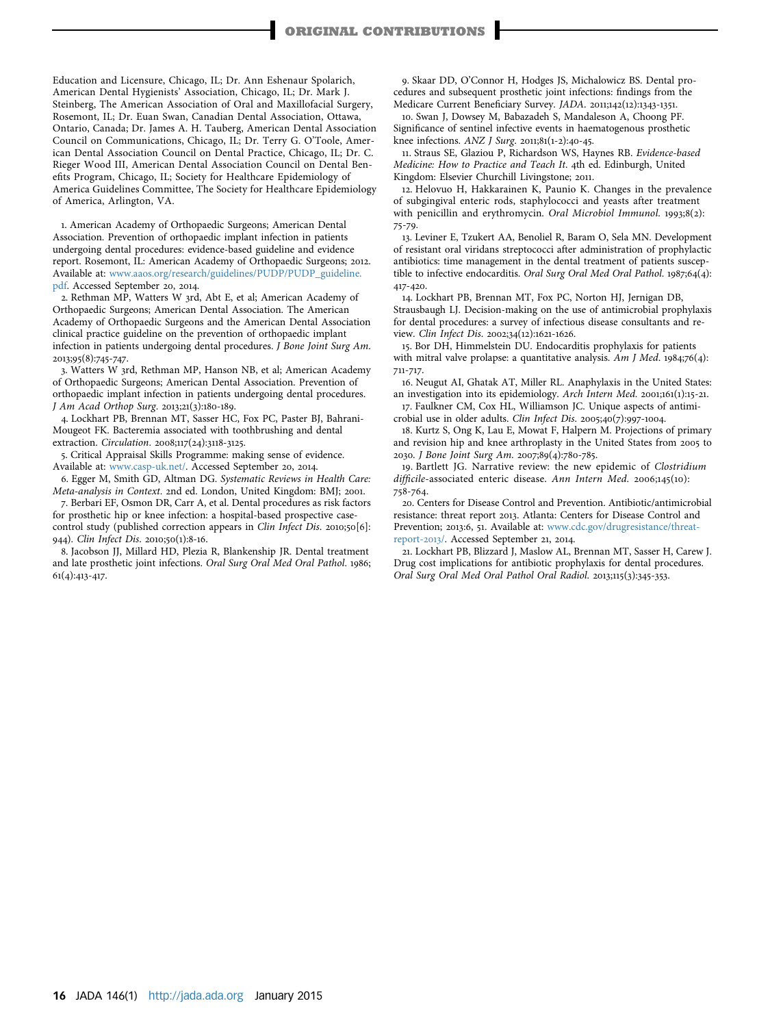Education and Licensure, Chicago, IL; Dr. Ann Eshenaur Spolarich, American Dental Hygienists' Association, Chicago, IL; Dr. Mark J. Steinberg, The American Association of Oral and Maxillofacial Surgery, Rosemont, IL; Dr. Euan Swan, Canadian Dental Association, Ottawa, Ontario, Canada; Dr. James A. H. Tauberg, American Dental Association Council on Communications, Chicago, IL; Dr. Terry G. O'Toole, American Dental Association Council on Dental Practice, Chicago, IL; Dr. C. Rieger Wood III, American Dental Association Council on Dental Benefits Program, Chicago, IL; Society for Healthcare Epidemiology of America Guidelines Committee, The Society for Healthcare Epidemiology of America, Arlington, VA.

1. American Academy of Orthopaedic Surgeons; American Dental Association. Prevention of orthopaedic implant infection in patients undergoing dental procedures: evidence-based guideline and evidence report. Rosemont, IL: American Academy of Orthopaedic Surgeons; 2012. Available at: www.aaos.org/research/guidelines/PUDP/PUDP_guideline.pdf. Accessed September 20, 2014.
2. Rethman MP, Watters W 3rd, Abt E, et al; American Academy of Orthopaedic Surgeons; American Dental Association. The American Academy of Orthopaedic Surgeons and the American Dental Association clinical practice guideline on the prevention of orthopaedic implant infection in patients undergoing dental procedures. *J Bone Joint Surg Am*. 2013;95(8):745-747.
3. Watters W 3rd, Rethman MP, Hanson NB, et al; American Academy of Orthopaedic Surgeons; American Dental Association. Prevention of orthopaedic implant infection in patients undergoing dental procedures. *J Am Acad Orthop Surg*. 2013;21(3):180-189.
4. Lockhart PB, Brennan MT, Sasser HC, Fox PC, Paster BJ, Bahrani-Mougeot FK. Bacteremia associated with toothbrushing and dental extraction. *Circulation*. 2008;117(24):3118-3125.
5. Critical Appraisal Skills Programme: making sense of evidence. Available at: www.casp-uk.net/. Accessed September 20, 2014.
6. Egger M, Smith GD, Altman DG. *Systematic Reviews in Health Care: Meta-analysis in Context*. 2nd ed. London, United Kingdom: BMJ; 2001.
7. Berbari EF, Osmon DR, Carr A, et al. Dental procedures as risk factors for prosthetic hip or knee infection: a hospital-based prospective case-control study (published correction appears in *Clin Infect Dis*. 2010;50[6]:944). *Clin Infect Dis*. 2010;50(1):8-16.
8. Jacobson JJ, Millard HD, Plezia R, Blankenship JR. Dental treatment and late prosthetic joint infections. *Oral Surg Oral Med Oral Pathol*. 1986;61(4):413-417.
9. Skaar DD, O'Connor H, Hodges JS, Michalowicz BS. Dental procedures and subsequent prosthetic joint infections: findings from the Medicare Current Beneficiary Survey. *JADA*. 2011;142(12):1343-1351.
10. Swan J, Dowsey M, Babazadeh S, Mandaleson A, Choong PF. Significance of sentinel infective events in haematogenous prosthetic knee infections. *ANZ J Surg*. 2011;81(1-2):40-45.
11. Straus SE, Glaziou P, Richardson WS, Haynes RB. *Evidence-based Medicine: How to Practice and Teach It*. 4th ed. Edinburgh, United Kingdom: Elsevier Churchill Livingstone; 2011.
12. Helovuo H, Hakkarainen K, Paunio K. Changes in the prevalence of subgingival enteric rods, staphylococci and yeasts after treatment with penicillin and erythromycin. *Oral Microbiol Immunol*. 1993;8(2):75-79.
13. Leviner E, Tzukert AA, Benoliel R, Baram O, Sela MN. Development of resistant oral viridans streptococci after administration of prophylactic antibiotics: time management in the dental treatment of patients susceptible to infective endocarditis. *Oral Surg Oral Med Oral Pathol*. 1987;64(4):417-420.
14. Lockhart PB, Brennan MT, Fox PC, Norton HJ, Jernigan DB, Strausbaugh LJ. Decision-making on the use of antimicrobial prophylaxis for dental procedures: a survey of infectious disease consultants and review. *Clin Infect Dis*. 2002;34(12):1621-1626.
15. Bor DH, Himmelstein DU. Endocarditis prophylaxis for patients with mitral valve prolapse: a quantitative analysis. *Am J Med*. 1984;76(4):711-717.
16. Neugut AI, Ghatak AT, Miller RL. Anaphylaxis in the United States: an investigation into its epidemiology. *Arch Intern Med*. 2001;161(1):15-21.
17. Faulkner CM, Cox HL, Williamson JC. Unique aspects of antimicrobial use in older adults. *Clin Infect Dis*. 2005;40(7):997-1004.
18. Kurtz S, Ong K, Lau E, Mowat F, Halpern M. Projections of primary and revision hip and knee arthroplasty in the United States from 2005 to 2030. *J Bone Joint Surg Am*. 2007;89(4):780-785.
19. Bartlett JG. Narrative review: the new epidemic of *Clostridium difficile*-associated enteric disease. *Ann Intern Med*. 2006;145(10):758-764.
20. Centers for Disease Control and Prevention. Antibiotic/antimicrobial resistance: threat report 2013. Atlanta: Centers for Disease Control and Prevention; 2013:6, 51. Available at: www.cdc.gov/drugresistance/threat-report-2013/. Accessed September 21, 2014.
21. Lockhart PB, Blizzard J, Maslow AL, Brennan MT, Sasser H, Carew J. Drug cost implications for antibiotic prophylaxis for dental procedures. *Oral Surg Oral Med Oral Pathol Oral Radiol*. 2013;115(3):345-353.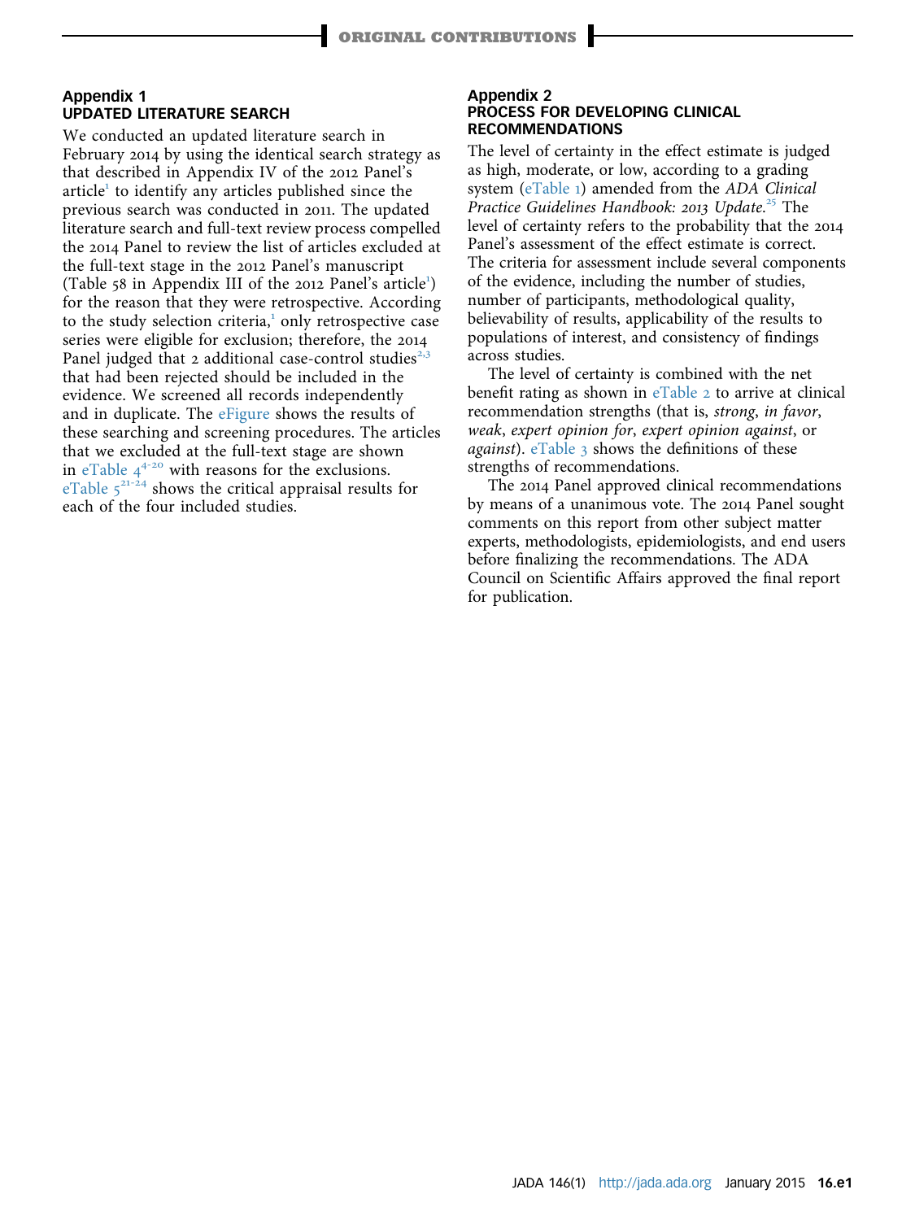## Appendix 1
## UPDATED LITERATURE SEARCH

We conducted an updated literature search in February 2014 by using the identical search strategy as that described in Appendix IV of the 2012 Panel's article[1] to identify any articles published since the previous search was conducted in 2011. The updated literature search and full-text review process compelled the 2014 Panel to review the list of articles excluded at the full-text stage in the 2012 Panel's manuscript (Table 58 in Appendix III of the 2012 Panel's article[1]) for the reason that they were retrospective. According to the study selection criteria,[1] only retrospective case series were eligible for exclusion; therefore, the 2014 Panel judged that 2 additional case-control studies[2,3] that had been rejected should be included in the evidence. We screened all records independently and in duplicate. The eFigure shows the results of these searching and screening procedures. The articles that we excluded at the full-text stage are shown in eTable 4[4-20] with reasons for the exclusions. eTable 5[21-24] shows the critical appraisal results for each of the four included studies.

## Appendix 2
## PROCESS FOR DEVELOPING CLINICAL RECOMMENDATIONS

The level of certainty in the effect estimate is judged as high, moderate, or low, according to a grading system (eTable 1) amended from the *ADA Clinical Practice Guidelines Handbook: 2013 Update*.[25] The level of certainty refers to the probability that the 2014 Panel's assessment of the effect estimate is correct. The criteria for assessment include several components of the evidence, including the number of studies, number of participants, methodological quality, believability of results, applicability of the results to populations of interest, and consistency of findings across studies.

The level of certainty is combined with the net benefit rating as shown in eTable 2 to arrive at clinical recommendation strengths (that is, *strong*, *in favor*, *weak*, *expert opinion for*, *expert opinion against*, or *against*). eTable 3 shows the definitions of these strengths of recommendations.

The 2014 Panel approved clinical recommendations by means of a unanimous vote. The 2014 Panel sought comments on this report from other subject matter experts, methodologists, epidemiologists, and end users before finalizing the recommendations. The ADA Council on Scientific Affairs approved the final report for publication.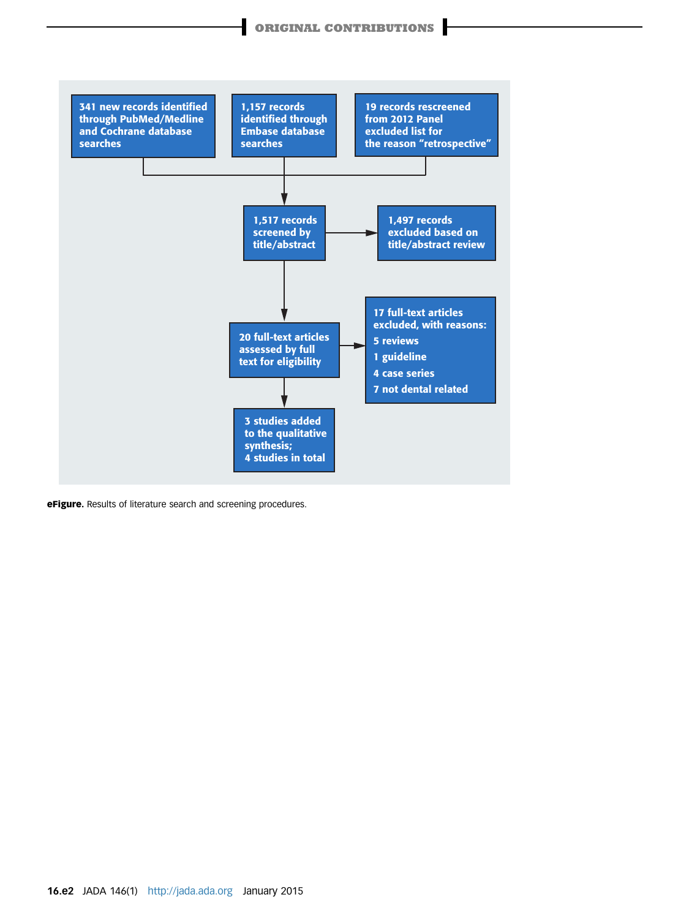341 new records identified through PubMed/Medline and Cochrane database searches

1,157 records identified through Embase database searches

19 records rescreened from 2012 Panel excluded list for the reason "retrospective"

1,517 records screened by title/abstract

1,497 records excluded based on title/abstract review

20 full-text articles assessed by full text for eligibility

17 full-text articles excluded, with reasons:
- 5 reviews
- 1 guideline
- 4 case series
- 7 not dental related

3 studies added to the qualitative synthesis; 4 studies in total

**eFigure.** Results of literature search and screening procedures.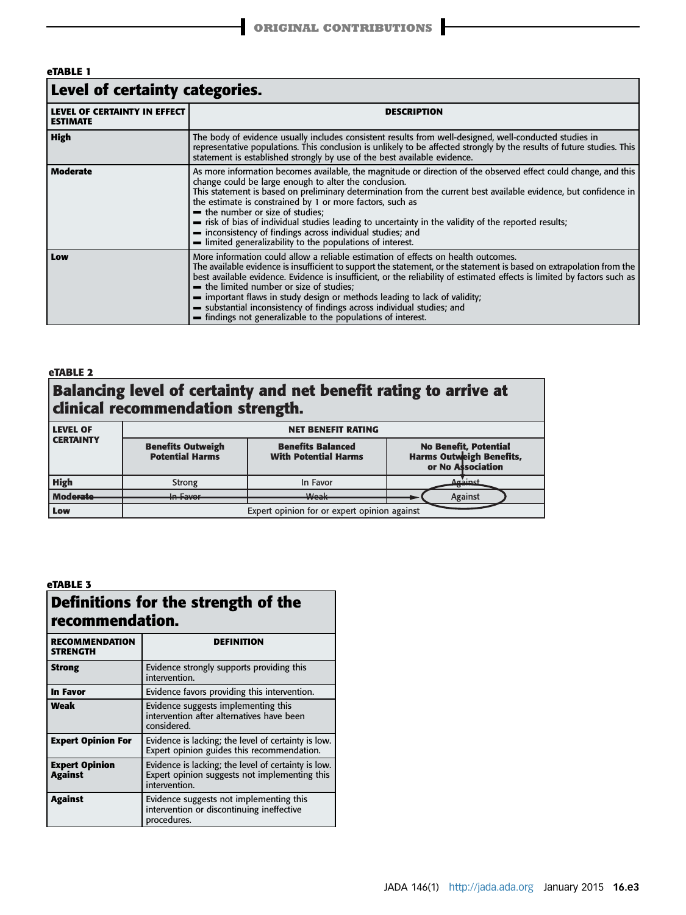**eTABLE 1**

**Level of certainty categories.**

| LEVEL OF CERTAINTY IN EFFECT ESTIMATE | DESCRIPTION |
|---|---|
| **High** | The body of evidence usually includes consistent results from well-designed, well-conducted studies in representative populations. This conclusion is unlikely to be affected strongly by the results of future studies. This statement is established strongly by use of the best available evidence. |
| **Moderate** | As more information becomes available, the magnitude or direction of the observed effect could change, and this change could be large enough to alter the conclusion. This statement is based on preliminary determination from the current best available evidence, but confidence in the estimate is constrained by 1 or more factors, such as ▬ the number or size of studies; ▬ risk of bias of individual studies leading to uncertainty in the validity of the reported results; ▬ inconsistency of findings across individual studies; and ▬ limited generalizability to the populations of interest. |
| **Low** | More information could allow a reliable estimation of effects on health outcomes. The available evidence is insufficient to support the statement, or the statement is based on extrapolation from the best available evidence. Evidence is insufficient, or the reliability of estimated effects is limited by factors such as ▬ the limited number or size of studies; ▬ important flaws in study design or methods leading to lack of validity; ▬ substantial inconsistency of findings across individual studies; and ▬ findings not generalizable to the populations of interest. |

**eTABLE 2**

**Balancing level of certainty and net benefit rating to arrive at clinical recommendation strength.**

| LEVEL OF CERTAINTY | NET BENEFIT RATING | | |
|---|---|---|---|
| | **Benefits Outweigh Potential Harms** | **Benefits Balanced With Potential Harms** | **No Benefit, Potential Harms Outweigh Benefits, or No Association** |
| **High** | Strong | In Favor | Against |
| **Moderate** | In Favor | Weak | Against |
| **Low** | Expert opinion for or expert opinion against | | |

**eTABLE 3**

**Definitions for the strength of the recommendation.**

| RECOMMENDATION STRENGTH | DEFINITION |
|---|---|
| **Strong** | Evidence strongly supports providing this intervention. |
| **In Favor** | Evidence favors providing this intervention. |
| **Weak** | Evidence suggests implementing this intervention after alternatives have been considered. |
| **Expert Opinion For** | Evidence is lacking; the level of certainty is low. Expert opinion guides this recommendation. |
| **Expert Opinion Against** | Evidence is lacking; the level of certainty is low. Expert opinion suggests not implementing this intervention. |
| **Against** | Evidence suggests not implementing this intervention or discontinuing ineffective procedures. |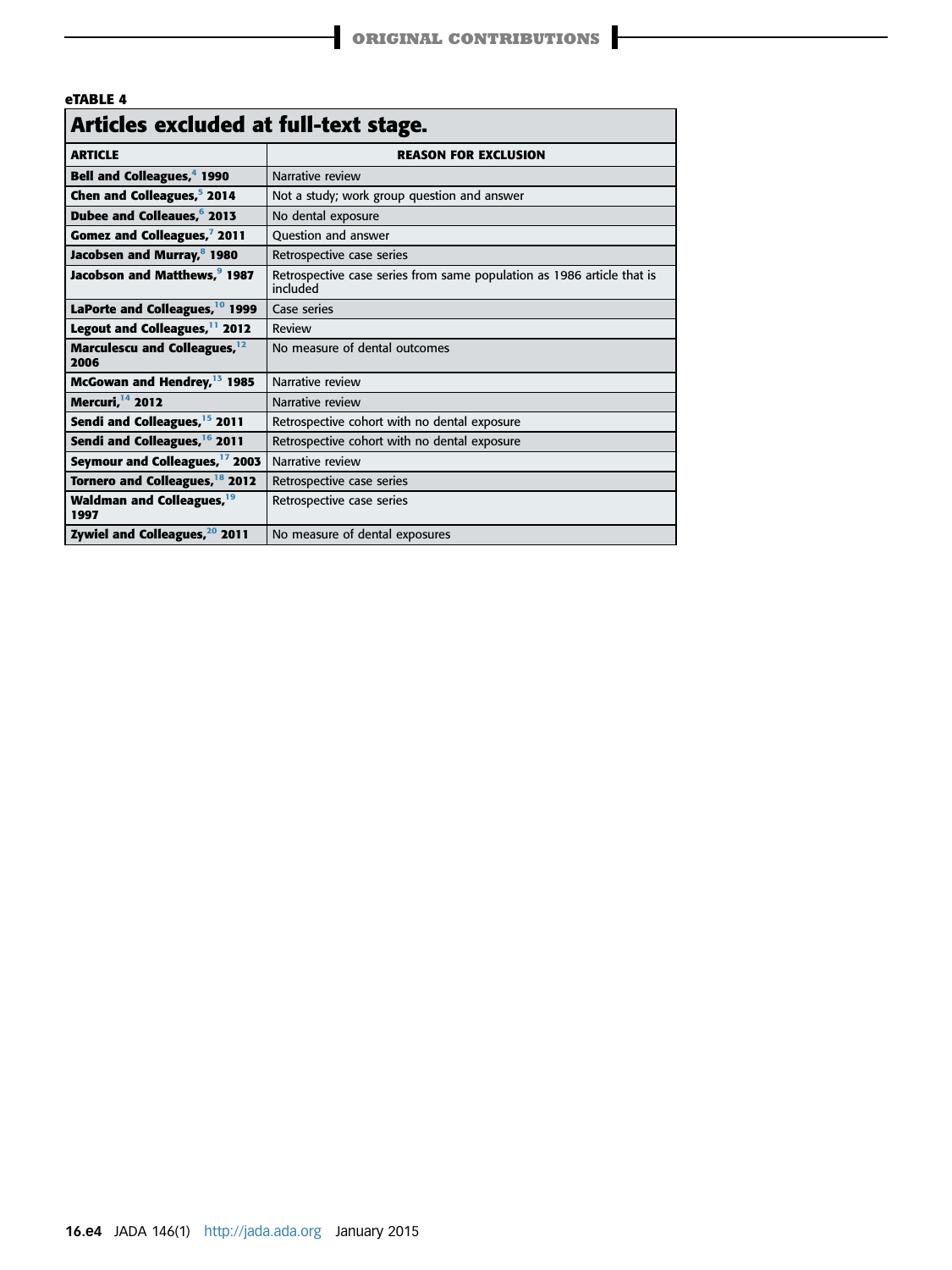**eTABLE 4**

**Articles excluded at full-text stage.**

| ARTICLE | REASON FOR EXCLUSION |
| --- | --- |
| **Bell and Colleagues,[4] 1990** | Narrative review |
| **Chen and Colleagues,[5] 2014** | Not a study; work group question and answer |
| **Dubee and Colleaues,[6] 2013** | No dental exposure |
| **Gomez and Colleagues,[7] 2011** | Question and answer |
| **Jacobsen and Murray,[8] 1980** | Retrospective case series |
| **Jacobson and Matthews,[9] 1987** | Retrospective case series from same population as 1986 article that is included |
| **LaPorte and Colleagues,[10] 1999** | Case series |
| **Legout and Colleagues,[11] 2012** | Review |
| **Marculescu and Colleagues,[12] 2006** | No measure of dental outcomes |
| **McGowan and Hendrey,[13] 1985** | Narrative review |
| **Mercuri,[14] 2012** | Narrative review |
| **Sendi and Colleagues,[15] 2011** | Retrospective cohort with no dental exposure |
| **Sendi and Colleagues,[16] 2011** | Retrospective cohort with no dental exposure |
| **Seymour and Colleagues,[17] 2003** | Narrative review |
| **Tornero and Colleagues,[18] 2012** | Retrospective case series |
| **Waldman and Colleagues,[19] 1997** | Retrospective case series |
| **Zywiel and Colleagues,[20] 2011** | No measure of dental exposures |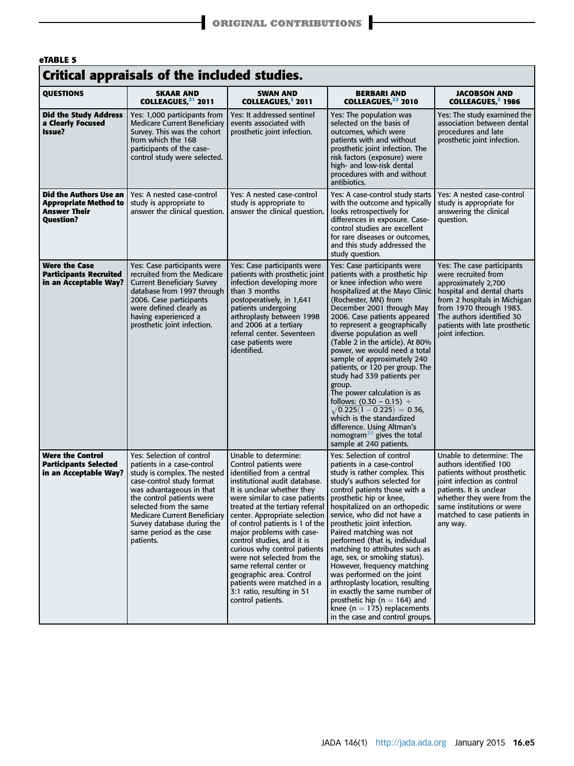**eTABLE 5**

## Critical appraisals of the included studies.

| QUESTIONS | SKAAR AND COLLEAGUES,[21] 2011 | SWAN AND COLLEAGUES,[3] 2011 | BERBARI AND COLLEAGUES,[22] 2010 | JACOBSON AND COLLEAGUES,[2] 1986 |
|---|---|---|---|---|
| **Did the Study Address a Clearly Focused Issue?** | Yes: 1,000 participants from Medicare Current Beneficiary Survey. This was the cohort from which the 168 participants of the case-control study were selected. | Yes: It addressed sentinel events associated with prosthetic joint infection. | Yes: The population was selected on the basis of outcomes, which were patients with and without prosthetic joint infection. The risk factors (exposure) were high- and low-risk dental procedures with and without antibiotics. | Yes: The study examined the association between dental procedures and late prosthetic joint infection. |
| **Did the Authors Use an Appropriate Method to Answer Their Question?** | Yes: A nested case-control study is appropriate to answer the clinical question. | Yes: A nested case-control study is appropriate to answer the clinical question. | Yes: A case-control study starts with the outcome and typically looks retrospectively for differences in exposure. Case-control studies are excellent for rare diseases or outcomes, and this study addressed the study question. | Yes: A nested case-control study is appropriate for answering the clinical question. |
| **Were the Case Participants Recruited in an Acceptable Way?** | Yes: Case participants were recruited from the Medicare Current Beneficiary Survey database from 1997 through 2006. Case participants were defined clearly as having experienced a prosthetic joint infection. | Yes: Case participants were patients with prosthetic joint infection developing more than 3 months postoperatively, in 1,641 patients undergoing arthroplasty between 1998 and 2006 at a tertiary referral center. Seventeen case patients were identified. | Yes: Case participants were patients with a prosthetic hip or knee infection who were hospitalized at the Mayo Clinic (Rochester, MN) from December 2001 through May 2006. Case patients appeared to represent a geographically diverse population as well (Table 2 in the article). At 80% power, we would need a total sample of approximately 240 patients, or 120 per group. The study had 339 patients per group. The power calculation is as follows: $(0.30 - 0.15) \div \sqrt{0.225(1 - 0.225)} = 0.36$, which is the standardized difference. Using Altman's nomogram[23] gives the total sample at 240 patients. | Yes: The case participants were recruited from approximately 2,700 hospital and dental charts from 2 hospitals in Michigan from 1970 through 1983. The authors identified 30 patients with late prosthetic joint infection. |
| **Were the Control Participants Selected in an Acceptable Way?** | Yes: Selection of control patients in a case-control study is complex. The nested case-control study format was advantageous in that the control patients were selected from the same Medicare Current Beneficiary Survey database during the same period as the case patients. | Unable to determine: Control patients were identified from a central institutional audit database. It is unclear whether they were similar to case patients treated at the tertiary referral center. Appropriate selection of control patients is 1 of the major problems with case-control studies, and it is curious why control patients were not selected from the same referral center or geographic area. Control patients were matched in a 3:1 ratio, resulting in 51 control patients. | Yes: Selection of control patients in a case-control study is rather complex. This study's authors selected for control patients those with a prosthetic hip or knee, hospitalized on an orthopedic service, who did not have a prosthetic joint infection. Paired matching was not performed (that is, individual matching to attributes such as age, sex, or smoking status). However, frequency matching was performed on the joint arthroplasty location, resulting in exactly the same number of prosthetic hip (n = 164) and knee (n = 175) replacements in the case and control groups. | Unable to determine: The authors identified 100 patients without prosthetic joint infection as control patients. It is unclear whether they were from the same institutions or were matched to case patients in any way. |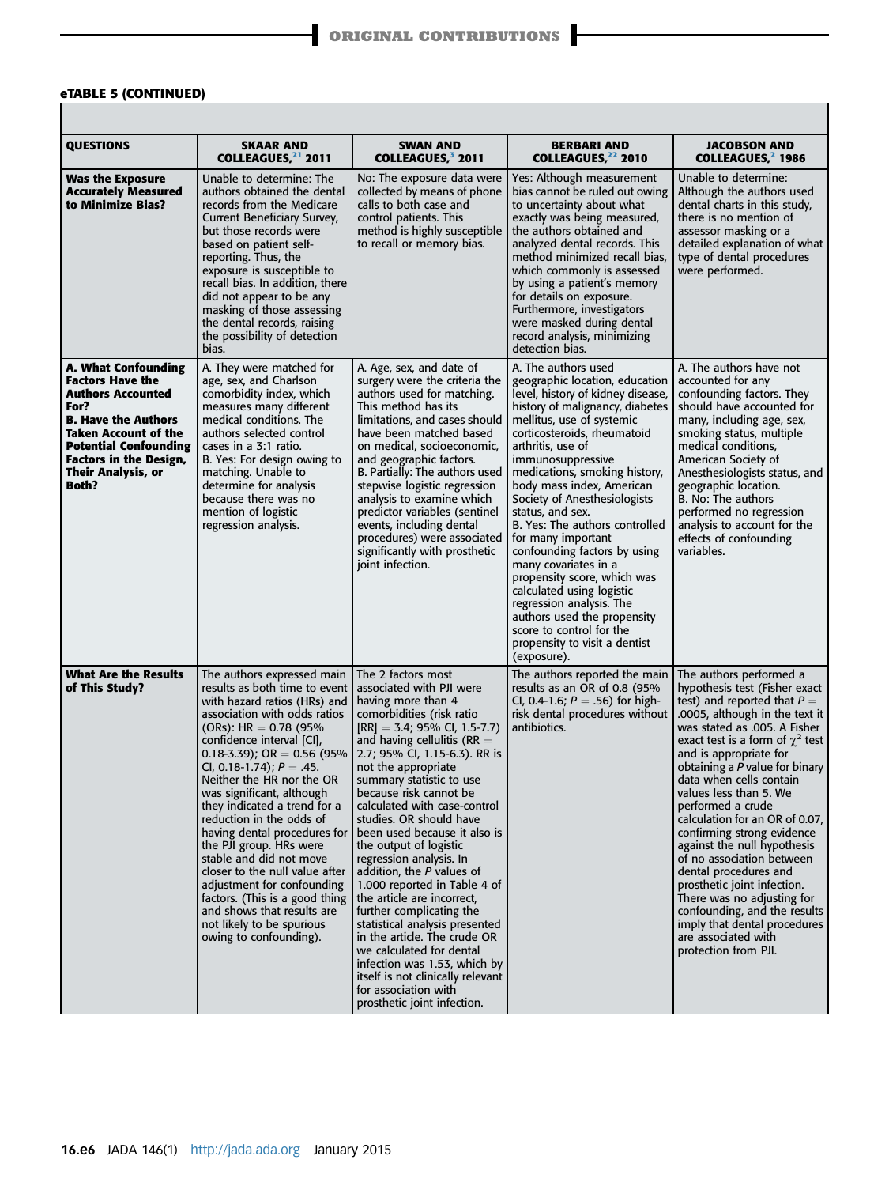**eTABLE 5 (CONTINUED)**

| QUESTIONS | SKAAR AND COLLEAGUES,[21] 2011 | SWAN AND COLLEAGUES,[3] 2011 | BERBARI AND COLLEAGUES,[22] 2010 | JACOBSON AND COLLEAGUES,[2] 1986 |
|---|---|---|---|---|
| **Was the Exposure Accurately Measured to Minimize Bias?** | Unable to determine: The authors obtained the dental records from the Medicare Current Beneficiary Survey, but those records were based on patient self-reporting. Thus, the exposure is susceptible to recall bias. In addition, there did not appear to be any masking of those assessing the dental records, raising the possibility of detection bias. | No: The exposure data were collected by means of phone calls to both case and control patients. This method is highly susceptible to recall or memory bias. | Yes: Although measurement bias cannot be ruled out owing to uncertainty about what exactly was being measured, the authors obtained and analyzed dental records. This method minimized recall bias, which commonly is assessed by using a patient's memory for details on exposure. Furthermore, investigators were masked during dental record analysis, minimizing detection bias. | Unable to determine: Although the authors used dental charts in this study, there is no mention of assessor masking or a detailed explanation of what type of dental procedures were performed. |
| **A. What Confounding Factors Have the Authors Accounted For?** **B. Have the Authors Taken Account of the Potential Confounding Factors in the Design, Their Analysis, or Both?** | A. They were matched for age, sex, and Charlson comorbidity index, which measures many different medical conditions. The authors selected control cases in a 3:1 ratio. B. Yes: For design owing to matching. Unable to determine for analysis because there was no mention of logistic regression analysis. | A. Age, sex, and date of surgery were the criteria the authors used for matching. This method has its limitations, and cases should have been matched based on medical, socioeconomic, and geographic factors. B. Partially: The authors used stepwise logistic regression analysis to examine which predictor variables (sentinel events, including dental procedures) were associated significantly with prosthetic joint infection. | A. The authors used geographic location, education level, history of kidney disease, history of malignancy, diabetes mellitus, use of systemic corticosteroids, rheumatoid arthritis, use of immunosuppressive medications, smoking history, body mass index, American Society of Anesthesiologists status, and sex. B. Yes: The authors controlled for many important confounding factors by using many covariates in a propensity score, which was calculated using logistic regression analysis. The authors used the propensity score to control for the propensity to visit a dentist (exposure). | A. The authors have not accounted for any confounding factors. They should have accounted for many, including age, sex, smoking status, multiple medical conditions, American Society of Anesthesiologists status, and geographic location. B. No: The authors performed no regression analysis to account for the effects of confounding variables. |
| **What Are the Results of This Study?** | The authors expressed main results as both time to event with hazard ratios (HRs) and association with odds ratios (ORs): HR = 0.78 (95% confidence interval [CI], 0.18-3.39); OR = 0.56 (95% CI, 0.18-1.74); $P = .45$. Neither the HR nor the OR was significant, although they indicated a trend for a reduction in the odds of having dental procedures for the PJI group. HRs were stable and did not move closer to the null value after adjustment for confounding factors. (This is a good thing and shows that results are not likely to be spurious owing to confounding). | The 2 factors most associated with PJI were having more than 4 comorbidities (risk ratio [RR] = 3.4; 95% CI, 1.5-7.7) and having cellulitis (RR = 2.7; 95% CI, 1.15-6.3). RR is not the appropriate summary statistic to use because risk cannot be calculated with case-control studies. OR should have been used because it also is the output of logistic regression analysis. In addition, the *P* values of 1.000 reported in Table 4 of the article are incorrect, further complicating the statistical analysis presented in the article. The crude OR we calculated for dental infection was 1.53, which by itself is not clinically relevant for association with prosthetic joint infection. | The authors reported the main results as an OR of 0.8 (95% CI, 0.4-1.6; $P = .56$) for high-risk dental procedures without antibiotics. | The authors performed a hypothesis test (Fisher exact test) and reported that $P = .0005$, although in the text it was stated as .005. A Fisher exact test is a form of $\chi^2$ test and is appropriate for obtaining a *P* value for binary data when cells contain values less than 5. We performed a crude calculation for an OR of 0.07, confirming strong evidence against the null hypothesis of no association between dental procedures and prosthetic joint infection. There was no adjusting for confounding, and the results imply that dental procedures are associated with protection from PJI. |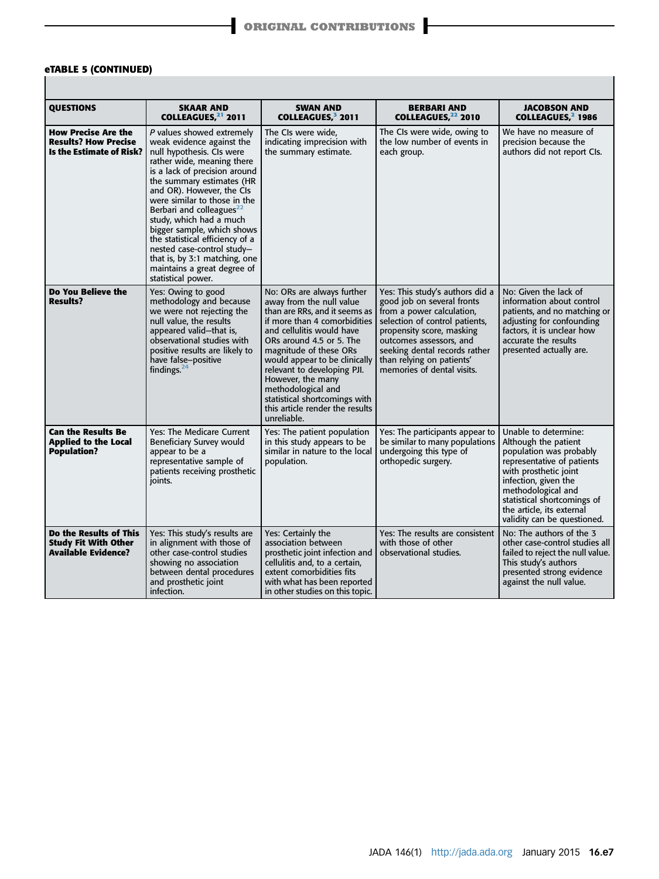**eTABLE 5 (CONTINUED)**

| QUESTIONS | SKAAR AND COLLEAGUES,[21] 2011 | SWAN AND COLLEAGUES,[3] 2011 | BERBARI AND COLLEAGUES,[22] 2010 | JACOBSON AND COLLEAGUES,[2] 1986 |
|---|---|---|---|---|
| **How Precise Are the Results? How Precise Is the Estimate of Risk?** | *P* values showed extremely weak evidence against the null hypothesis. CIs were rather wide, meaning there is a lack of precision around the summary estimates (HR and OR). However, the CIs were similar to those in the Berbari and colleagues[22] study, which had a much bigger sample, which shows the statistical efficiency of a nested case-control study—that is, by 3:1 matching, one maintains a great degree of statistical power. | The CIs were wide, indicating imprecision with the summary estimate. | The CIs were wide, owing to the low number of events in each group. | We have no measure of precision because the authors did not report CIs. |
| **Do You Believe the Results?** | Yes: Owing to good methodology and because we were not rejecting the null value, the results appeared valid—that is, observational studies with positive results are likely to have false–positive findings.[24] | No: ORs are always further away from the null value than are RRs, and it seems as if more than 4 comorbidities and cellulitis would have ORs around 4.5 or 5. The magnitude of these ORs would appear to be clinically relevant to developing PJI. However, the many methodological and statistical shortcomings with this article render the results unreliable. | Yes: This study's authors did a good job on several fronts from a power calculation, selection of control patients, propensity score, masking outcomes assessors, and seeking dental records rather than relying on patients' memories of dental visits. | No: Given the lack of information about control patients, and no matching or adjusting for confounding factors, it is unclear how accurate the results presented actually are. |
| **Can the Results Be Applied to the Local Population?** | Yes: The Medicare Current Beneficiary Survey would appear to be a representative sample of patients receiving prosthetic joints. | Yes: The patient population in this study appears to be similar in nature to the local population. | Yes: The participants appear to be similar to many populations undergoing this type of orthopedic surgery. | Unable to determine: Although the patient population was probably representative of patients with prosthetic joint infection, given the methodological and statistical shortcomings of the article, its external validity can be questioned. |
| **Do the Results of This Study Fit With Other Available Evidence?** | Yes: This study's results are in alignment with those of other case-control studies showing no association between dental procedures and prosthetic joint infection. | Yes: Certainly the association between prosthetic joint infection and cellulitis and, to a certain, extent comorbidities fits with what has been reported in other studies on this topic. | Yes: The results are consistent with those of other observational studies. | No: The authors of the 3 other case-control studies all failed to reject the null value. This study's authors presented strong evidence against the null value. |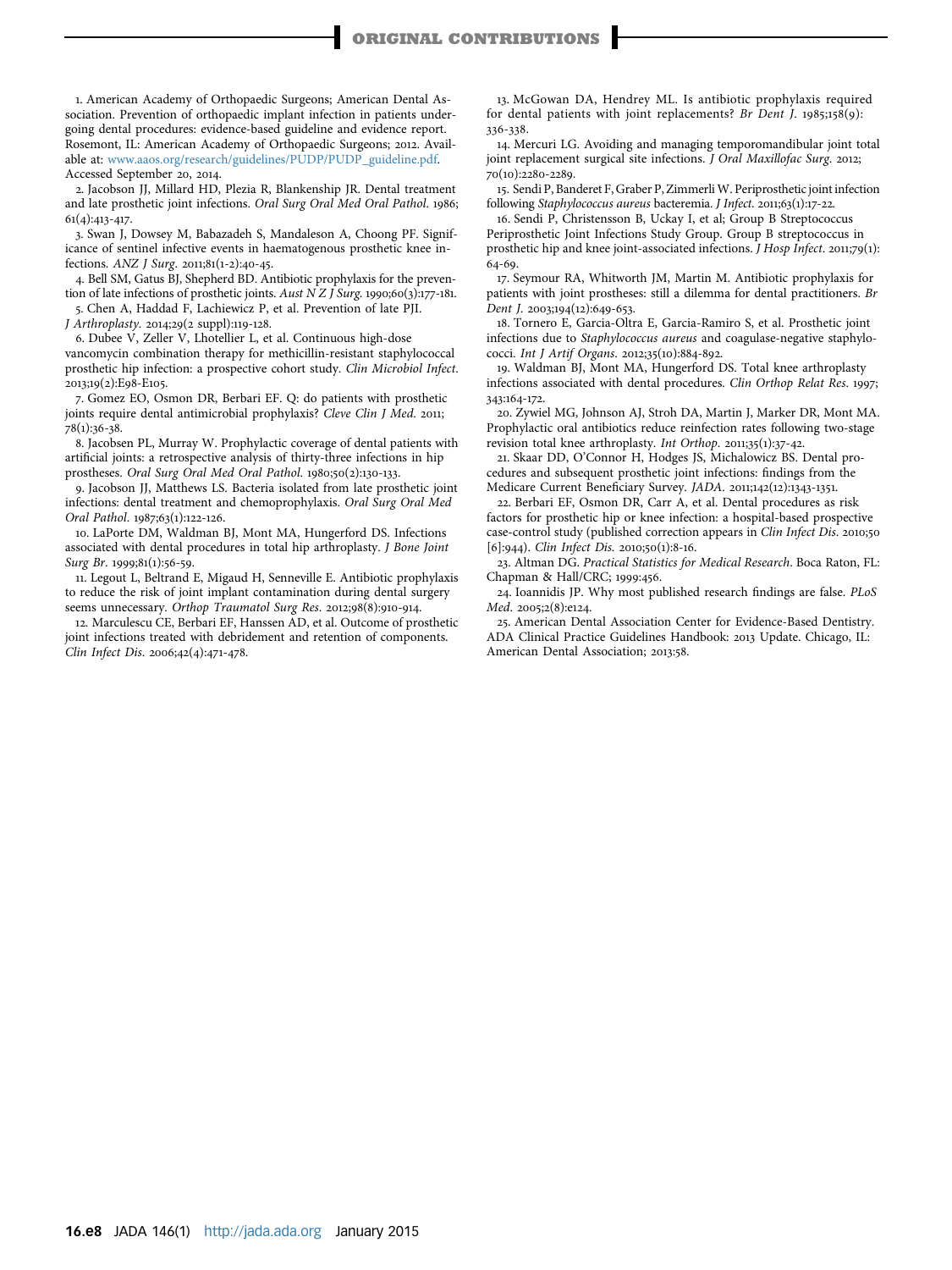1. American Academy of Orthopaedic Surgeons; American Dental Association. Prevention of orthopaedic implant infection in patients undergoing dental procedures: evidence-based guideline and evidence report. Rosemont, IL: American Academy of Orthopaedic Surgeons; 2012. Available at: www.aaos.org/research/guidelines/PUDP/PUDP_guideline.pdf. Accessed September 20, 2014.

2. Jacobson JJ, Millard HD, Plezia R, Blankenship JR. Dental treatment and late prosthetic joint infections. *Oral Surg Oral Med Oral Pathol*. 1986; 61(4):413-417.

3. Swan J, Dowsey M, Babazadeh S, Mandaleson A, Choong PF. Significance of sentinel infective events in haematogenous prosthetic knee infections. *ANZ J Surg*. 2011;81(1-2):40-45.

4. Bell SM, Gatus BJ, Shepherd BD. Antibiotic prophylaxis for the prevention of late infections of prosthetic joints. *Aust N Z J Surg*. 1990;60(3):177-181.

5. Chen A, Haddad F, Lachiewicz P, et al. Prevention of late PJI. *J Arthroplasty*. 2014;29(2 suppl):119-128.

6. Dubee V, Zeller V, Lhotellier L, et al. Continuous high-dose vancomycin combination therapy for methicillin-resistant staphylococcal prosthetic hip infection: a prospective cohort study. *Clin Microbiol Infect*. 2013;19(2):E98-E105.

7. Gomez EO, Osmon DR, Berbari EF. Q: do patients with prosthetic joints require dental antimicrobial prophylaxis? *Cleve Clin J Med*. 2011; 78(1):36-38.

8. Jacobsen PL, Murray W. Prophylactic coverage of dental patients with artificial joints: a retrospective analysis of thirty-three infections in hip prostheses. *Oral Surg Oral Med Oral Pathol*. 1980;50(2):130-133.

9. Jacobson JJ, Matthews LS. Bacteria isolated from late prosthetic joint infections: dental treatment and chemoprophylaxis. *Oral Surg Oral Med Oral Pathol*. 1987;63(1):122-126.

10. LaPorte DM, Waldman BJ, Mont MA, Hungerford DS. Infections associated with dental procedures in total hip arthroplasty. *J Bone Joint Surg Br*. 1999;81(1):56-59.

11. Legout L, Beltrand E, Migaud H, Senneville E. Antibiotic prophylaxis to reduce the risk of joint implant contamination during dental surgery seems unnecessary. *Orthop Traumatol Surg Res*. 2012;98(8):910-914.

12. Marculescu CE, Berbari EF, Hanssen AD, et al. Outcome of prosthetic joint infections treated with debridement and retention of components. *Clin Infect Dis*. 2006;42(4):471-478.

13. McGowan DA, Hendrey ML. Is antibiotic prophylaxis required for dental patients with joint replacements? *Br Dent J*. 1985;158(9): 336-338.

14. Mercuri LG. Avoiding and managing temporomandibular joint total joint replacement surgical site infections. *J Oral Maxillofac Surg*. 2012; 70(10):2280-2289.

15. Sendi P, Banderet F, Graber P, Zimmerli W. Periprosthetic joint infection following *Staphylococcus aureus* bacteremia. *J Infect*. 2011;63(1):17-22.

16. Sendi P, Christensson B, Uckay I, et al; Group B Streptococcus Periprosthetic Joint Infections Study Group. Group B streptococcus in prosthetic hip and knee joint-associated infections. *J Hosp Infect*. 2011;79(1): 64-69.

17. Seymour RA, Whitworth JM, Martin M. Antibiotic prophylaxis for patients with joint prostheses: still a dilemma for dental practitioners. *Br Dent J*. 2003;194(12):649-653.

18. Tornero E, Garcia-Oltra E, Garcia-Ramiro S, et al. Prosthetic joint infections due to *Staphylococcus aureus* and coagulase-negative staphylococci. *Int J Artif Organs*. 2012;35(10):884-892.

19. Waldman BJ, Mont MA, Hungerford DS. Total knee arthroplasty infections associated with dental procedures. *Clin Orthop Relat Res*. 1997; 343:164-172.

20. Zywiel MG, Johnson AJ, Stroh DA, Martin J, Marker DR, Mont MA. Prophylactic oral antibiotics reduce reinfection rates following two-stage revision total knee arthroplasty. *Int Orthop*. 2011;35(1):37-42.

21. Skaar DD, O'Connor H, Hodges JS, Michalowicz BS. Dental procedures and subsequent prosthetic joint infections: findings from the Medicare Current Beneficiary Survey. *JADA*. 2011;142(12):1343-1351.

22. Berbari EF, Osmon DR, Carr A, et al. Dental procedures as risk factors for prosthetic hip or knee infection: a hospital-based prospective case-control study (published correction appears in *Clin Infect Dis*. 2010;50 [6]:944). *Clin Infect Dis*. 2010;50(1):8-16.

23. Altman DG. *Practical Statistics for Medical Research*. Boca Raton, FL: Chapman & Hall/CRC; 1999:456.

24. Ioannidis JP. Why most published research findings are false. *PLoS Med*. 2005;2(8):e124.

25. American Dental Association Center for Evidence-Based Dentistry. ADA Clinical Practice Guidelines Handbook: 2013 Update. Chicago, IL: American Dental Association; 2013:58.